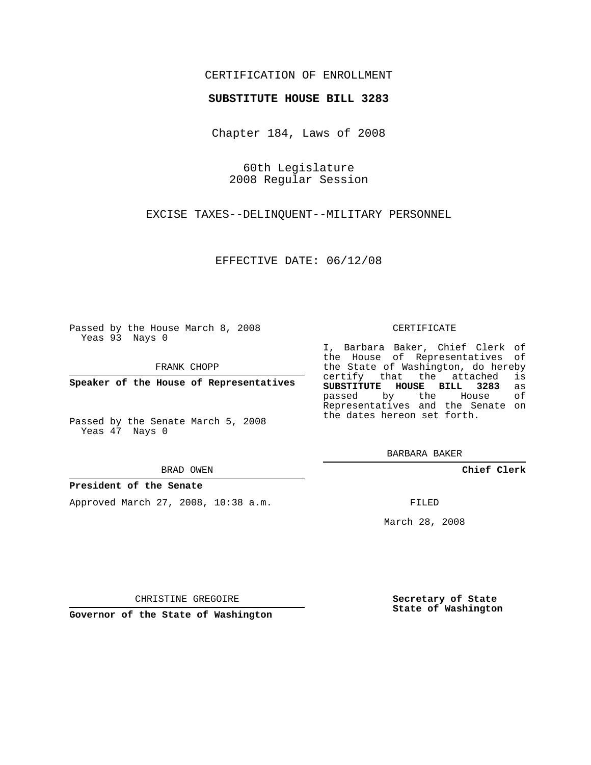CERTIFICATION OF ENROLLMENT

**SUBSTITUTE HOUSE BILL 3283**

Chapter 184, Laws of 2008

60th Legislature
2008 Regular Session

EXCISE TAXES--DELINQUENT--MILITARY PERSONNEL

EFFECTIVE DATE: 06/12/08

Passed by the House March 8, 2008
Yeas 93 Nays 0

FRANK CHOPP

**Speaker of the House of Representatives**

Passed by the Senate March 5, 2008
Yeas 47 Nays 0

BRAD OWEN

**President of the Senate**

Approved March 27, 2008, 10:38 a.m.

CHRISTINE GREGOIRE

**Governor of the State of Washington**

CERTIFICATE

I, Barbara Baker, Chief Clerk of the House of Representatives of the State of Washington, do hereby certify that the attached is **SUBSTITUTE HOUSE BILL 3283** as passed by the House of Representatives and the Senate on the dates hereon set forth.

BARBARA BAKER

**Chief Clerk**

FILED

March 28, 2008

**Secretary of State**
**State of Washington**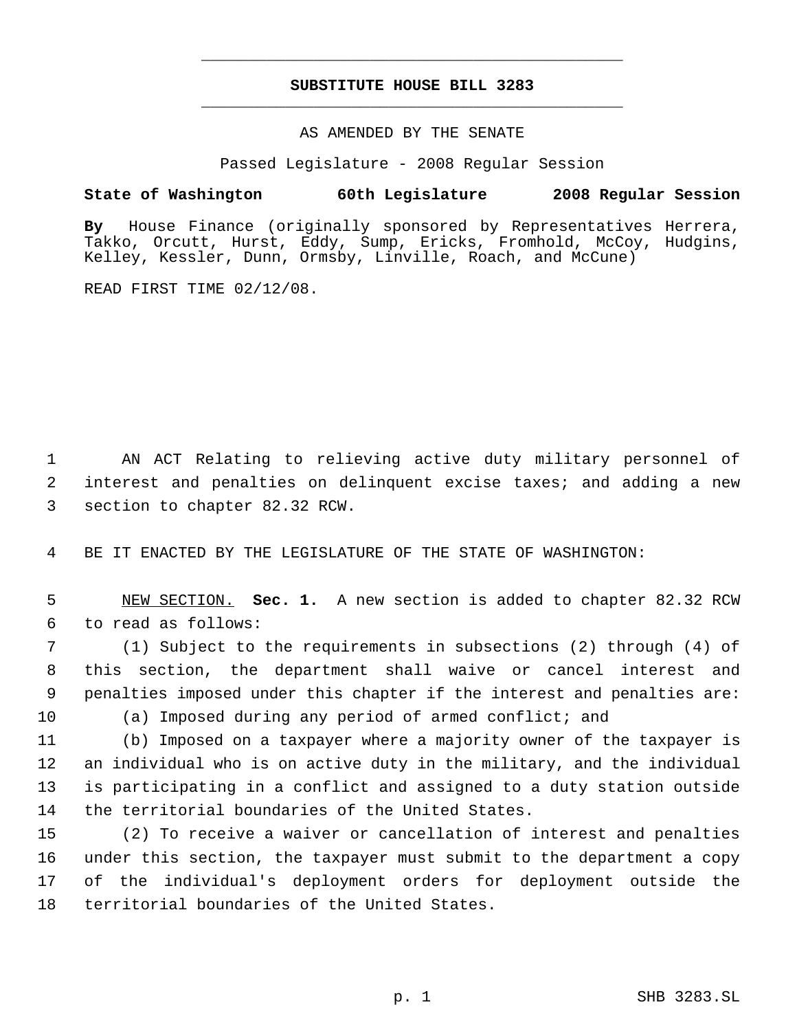# SUBSTITUTE HOUSE BILL 3283

AS AMENDED BY THE SENATE

Passed Legislature - 2008 Regular Session

**State of Washington 60th Legislature 2008 Regular Session**

**By** House Finance (originally sponsored by Representatives Herrera, Takko, Orcutt, Hurst, Eddy, Sump, Ericks, Fromhold, McCoy, Hudgins, Kelley, Kessler, Dunn, Ormsby, Linville, Roach, and McCune)

READ FIRST TIME 02/12/08.

1 AN ACT Relating to relieving active duty military personnel of 2 interest and penalties on delinquent excise taxes; and adding a new 3 section to chapter 82.32 RCW.

4 BE IT ENACTED BY THE LEGISLATURE OF THE STATE OF WASHINGTON:

5 NEW SECTION. **Sec. 1.** A new section is added to chapter 82.32 RCW 6 to read as follows:

7 (1) Subject to the requirements in subsections (2) through (4) of 8 this section, the department shall waive or cancel interest and 9 penalties imposed under this chapter if the interest and penalties are:

10 (a) Imposed during any period of armed conflict; and

11 (b) Imposed on a taxpayer where a majority owner of the taxpayer is 12 an individual who is on active duty in the military, and the individual 13 is participating in a conflict and assigned to a duty station outside 14 the territorial boundaries of the United States.

15 (2) To receive a waiver or cancellation of interest and penalties 16 under this section, the taxpayer must submit to the department a copy 17 of the individual's deployment orders for deployment outside the 18 territorial boundaries of the United States.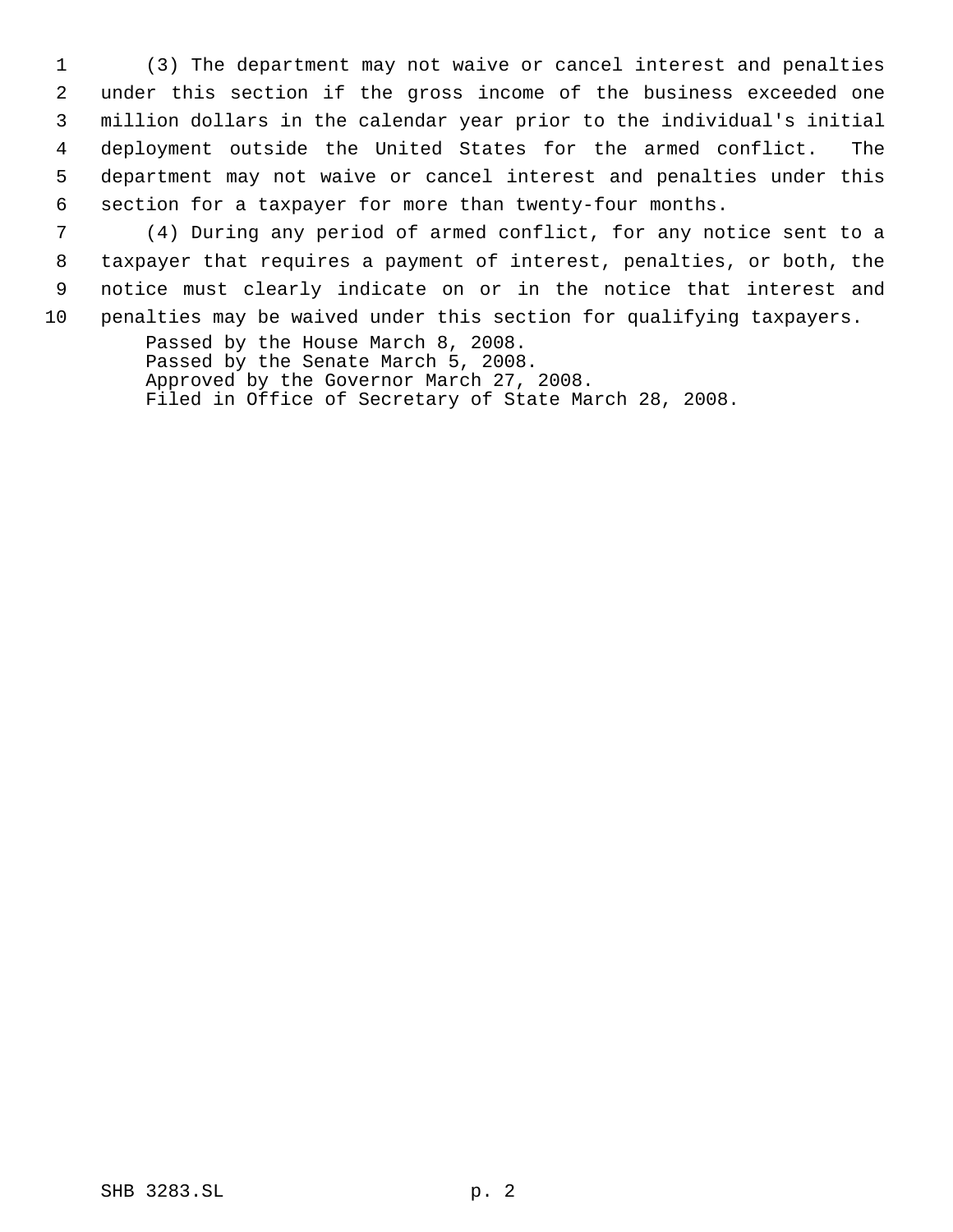(3) The department may not waive or cancel interest and penalties under this section if the gross income of the business exceeded one million dollars in the calendar year prior to the individual's initial deployment outside the United States for the armed conflict. The department may not waive or cancel interest and penalties under this section for a taxpayer for more than twenty-four months.

(4) During any period of armed conflict, for any notice sent to a taxpayer that requires a payment of interest, penalties, or both, the notice must clearly indicate on or in the notice that interest and penalties may be waived under this section for qualifying taxpayers.

Passed by the House March 8, 2008.
Passed by the Senate March 5, 2008.
Approved by the Governor March 27, 2008.
Filed in Office of Secretary of State March 28, 2008.